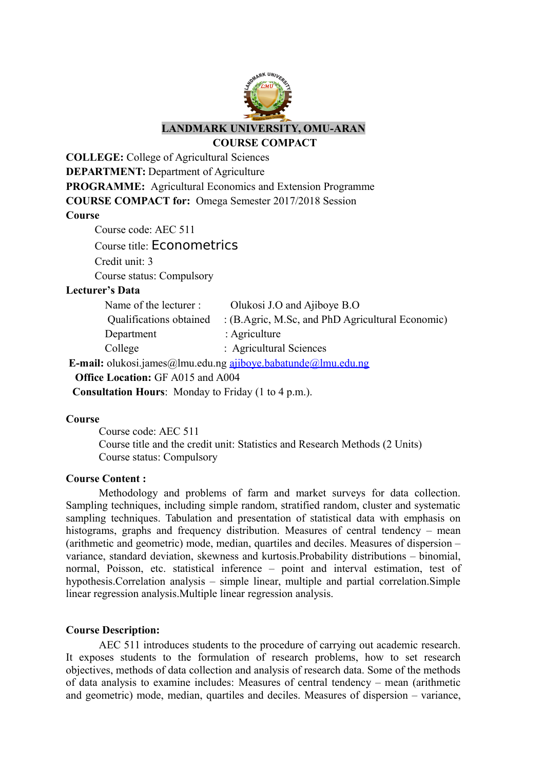# LANDMARK UNIVERSITY, OMU-ARAN

## COURSE COMPACT

**COLLEGE:** College of Agricultural Sciences

**DEPARTMENT:** Department of Agriculture

**PROGRAMME:** Agricultural Economics and Extension Programme

**COURSE COMPACT for:** Omega Semester 2017/2018 Session

**Course**

Course code: AEC 511

Course title: Econometrics

Credit unit: 3

Course status: Compulsory

**Lecturer's Data**

Name of the lecturer : Olukosi J.O and Ajiboye B.O

Qualifications obtained : (B.Agric, M.Sc, and PhD Agricultural Economic)

Department : Agriculture

College : Agricultural Sciences

**E-mail:** olukosi.james@lmu.edu.ng ajiboye.babatunde@lmu.edu.ng

**Office Location:** GF A015 and A004

**Consultation Hours**: Monday to Friday (1 to 4 p.m.).

**Course**

Course code: AEC 511

Course title and the credit unit: Statistics and Research Methods (2 Units)

Course status: Compulsory

**Course Content :**

Methodology and problems of farm and market surveys for data collection. Sampling techniques, including simple random, stratified random, cluster and systematic sampling techniques. Tabulation and presentation of statistical data with emphasis on histograms, graphs and frequency distribution. Measures of central tendency – mean (arithmetic and geometric) mode, median, quartiles and deciles. Measures of dispersion – variance, standard deviation, skewness and kurtosis.Probability distributions – binomial, normal, Poisson, etc. statistical inference – point and interval estimation, test of hypothesis.Correlation analysis – simple linear, multiple and partial correlation.Simple linear regression analysis.Multiple linear regression analysis.

**Course Description:**

AEC 511 introduces students to the procedure of carrying out academic research. It exposes students to the formulation of research problems, how to set research objectives, methods of data collection and analysis of research data. Some of the methods of data analysis to examine includes: Measures of central tendency – mean (arithmetic and geometric) mode, median, quartiles and deciles. Measures of dispersion – variance,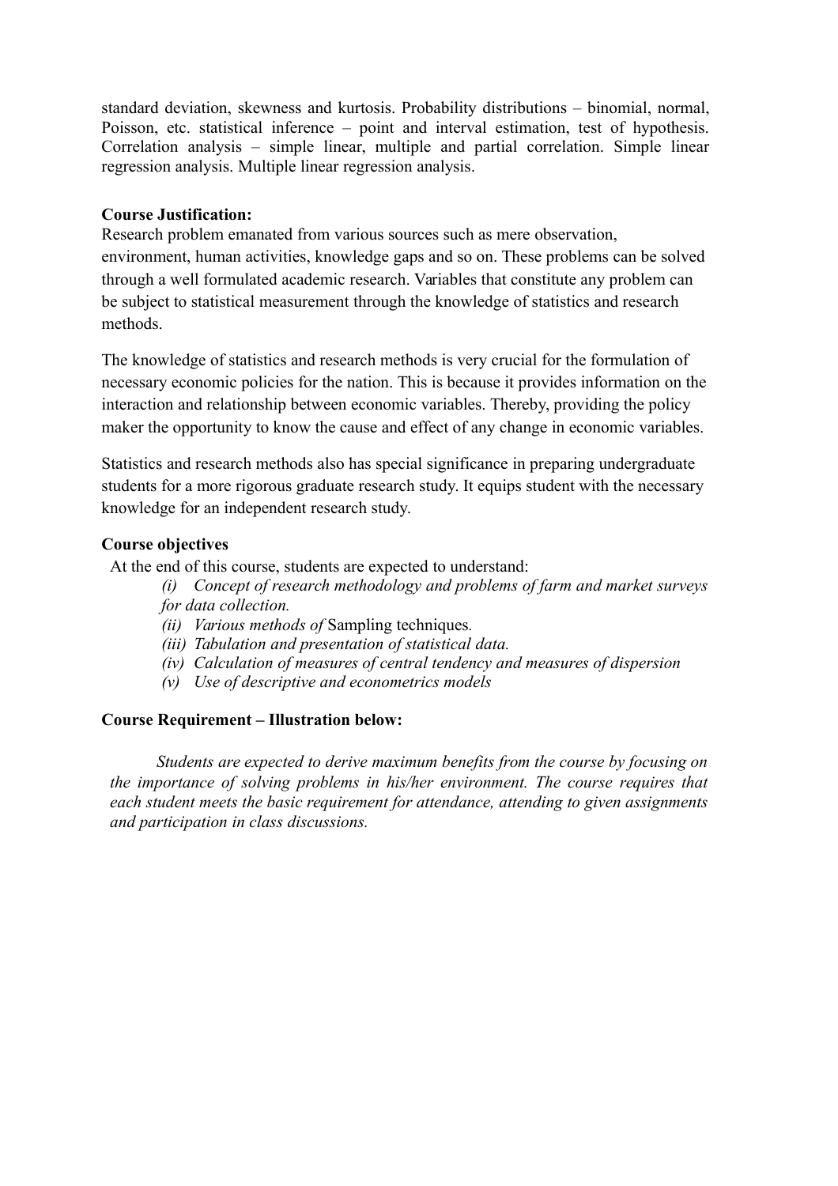standard deviation, skewness and kurtosis. Probability distributions – binomial, normal, Poisson, etc. statistical inference – point and interval estimation, test of hypothesis. Correlation analysis – simple linear, multiple and partial correlation. Simple linear regression analysis. Multiple linear regression analysis.

**Course Justification:**

Research problem emanated from various sources such as mere observation, environment, human activities, knowledge gaps and so on. These problems can be solved through a well formulated academic research. Variables that constitute any problem can be subject to statistical measurement through the knowledge of statistics and research methods.

The knowledge of statistics and research methods is very crucial for the formulation of necessary economic policies for the nation. This is because it provides information on the interaction and relationship between economic variables. Thereby, providing the policy maker the opportunity to know the cause and effect of any change in economic variables.

Statistics and research methods also has special significance in preparing undergraduate students for a more rigorous graduate research study. It equips student with the necessary knowledge for an independent research study.

**Course objectives**

At the end of this course, students are expected to understand:

*(i) Concept of research methodology and problems of farm and market surveys for data collection.*
*(ii) Various methods of* Sampling techniques*.*
*(iii) Tabulation and presentation of statistical data.*
*(iv) Calculation of measures of central tendency and measures of dispersion*
*(v) Use of descriptive and econometrics models*

**Course Requirement – Illustration below:**

*Students are expected to derive maximum benefits from the course by focusing on the importance of solving problems in his/her environment. The course requires that each student meets the basic requirement for attendance, attending to given assignments and participation in class discussions.*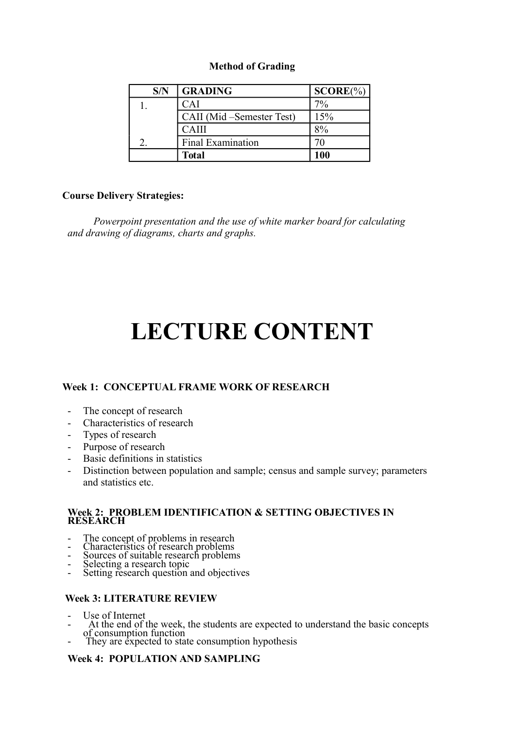**Method of Grading**

| S/N | GRADING | SCORE(%) |
|---|---|---|
| 1. | CAI | 7% |
| | CAII (Mid –Semester Test) | 15% |
| | CAIII | 8% |
| 2. | Final Examination | 70 |
| | **Total** | **100** |

**Course Delivery Strategies:**

*Powerpoint presentation and the use of white marker board for calculating and drawing of diagrams, charts and graphs.*

# LECTURE CONTENT

**Week 1: CONCEPTUAL FRAME WORK OF RESEARCH**

- The concept of research
- Characteristics of research
- Types of research
- Purpose of research
- Basic definitions in statistics
- Distinction between population and sample; census and sample survey; parameters and statistics etc.

**Week 2: PROBLEM IDENTIFICATION & SETTING OBJECTIVES IN RESEARCH**

- The concept of problems in research
- Characteristics of research problems
- Sources of suitable research problems
- Selecting a research topic
- Setting research question and objectives

**Week 3: LITERATURE REVIEW**

- Use of Internet
- At the end of the week, the students are expected to understand the basic concepts of consumption function
- They are expected to state consumption hypothesis

**Week 4: POPULATION AND SAMPLING**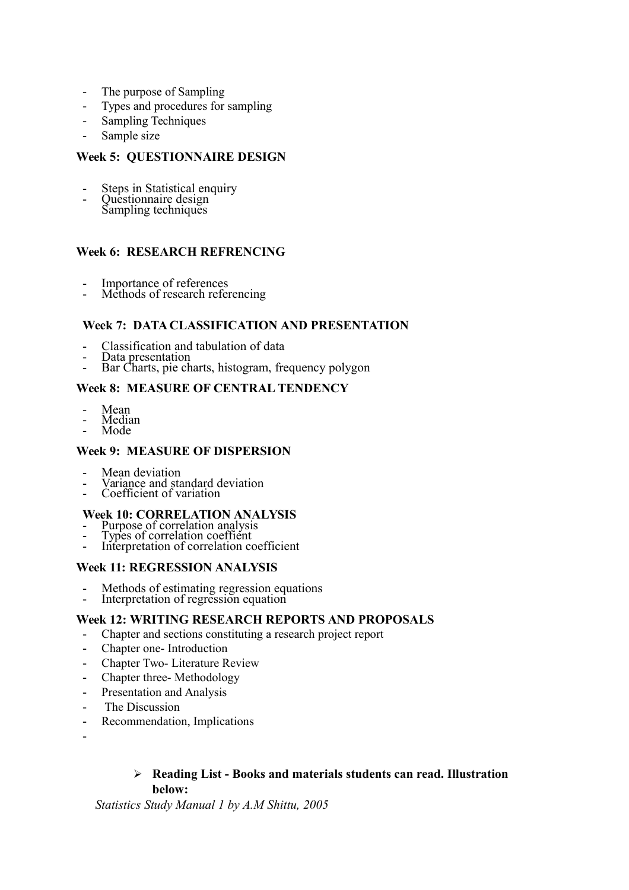- The purpose of Sampling
- Types and procedures for sampling
- Sampling Techniques
- Sample size

**Week 5: QUESTIONNAIRE DESIGN**

- Steps in Statistical enquiry
- Questionnaire design
  Sampling techniques

**Week 6: RESEARCH REFRENCING**

- Importance of references
- Methods of research referencing

**Week 7: DATA CLASSIFICATION AND PRESENTATION**

- Classification and tabulation of data
- Data presentation
- Bar Charts, pie charts, histogram, frequency polygon

**Week 8: MEASURE OF CENTRAL TENDENCY**

- Mean
- Median
- Mode

**Week 9: MEASURE OF DISPERSION**

- Mean deviation
- Variance and standard deviation
- Coefficient of variation

**Week 10: CORRELATION ANALYSIS**

- Purpose of correlation analysis
- Types of correlation coeffient
- Interpretation of correlation coefficient

**Week 11: REGRESSION ANALYSIS**

- Methods of estimating regression equations
- Interpretation of regression equation

**Week 12: WRITING RESEARCH REPORTS AND PROPOSALS**

- Chapter and sections constituting a research project report
- Chapter one- Introduction
- Chapter Two- Literature Review
- Chapter three- Methodology
- Presentation and Analysis
- The Discussion
- Recommendation, Implications
-

- **Reading List - Books and materials students can read. Illustration below:**

*Statistics Study Manual 1 by A.M Shittu, 2005*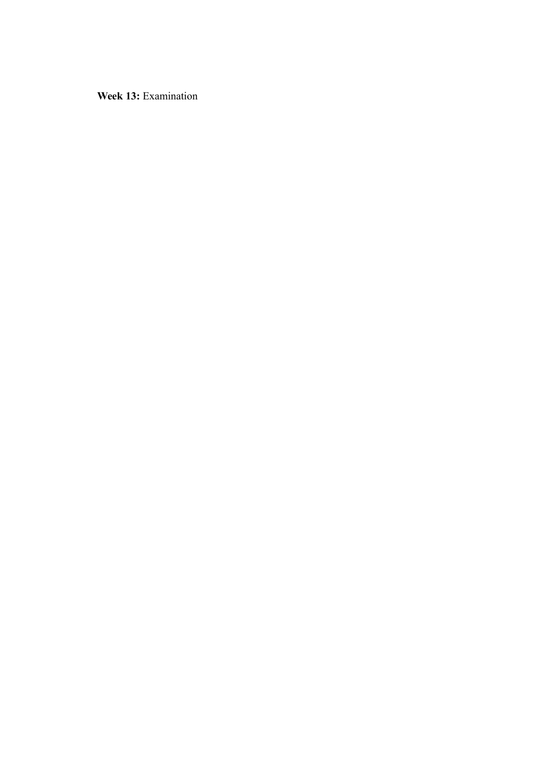**Week 13:** Examination